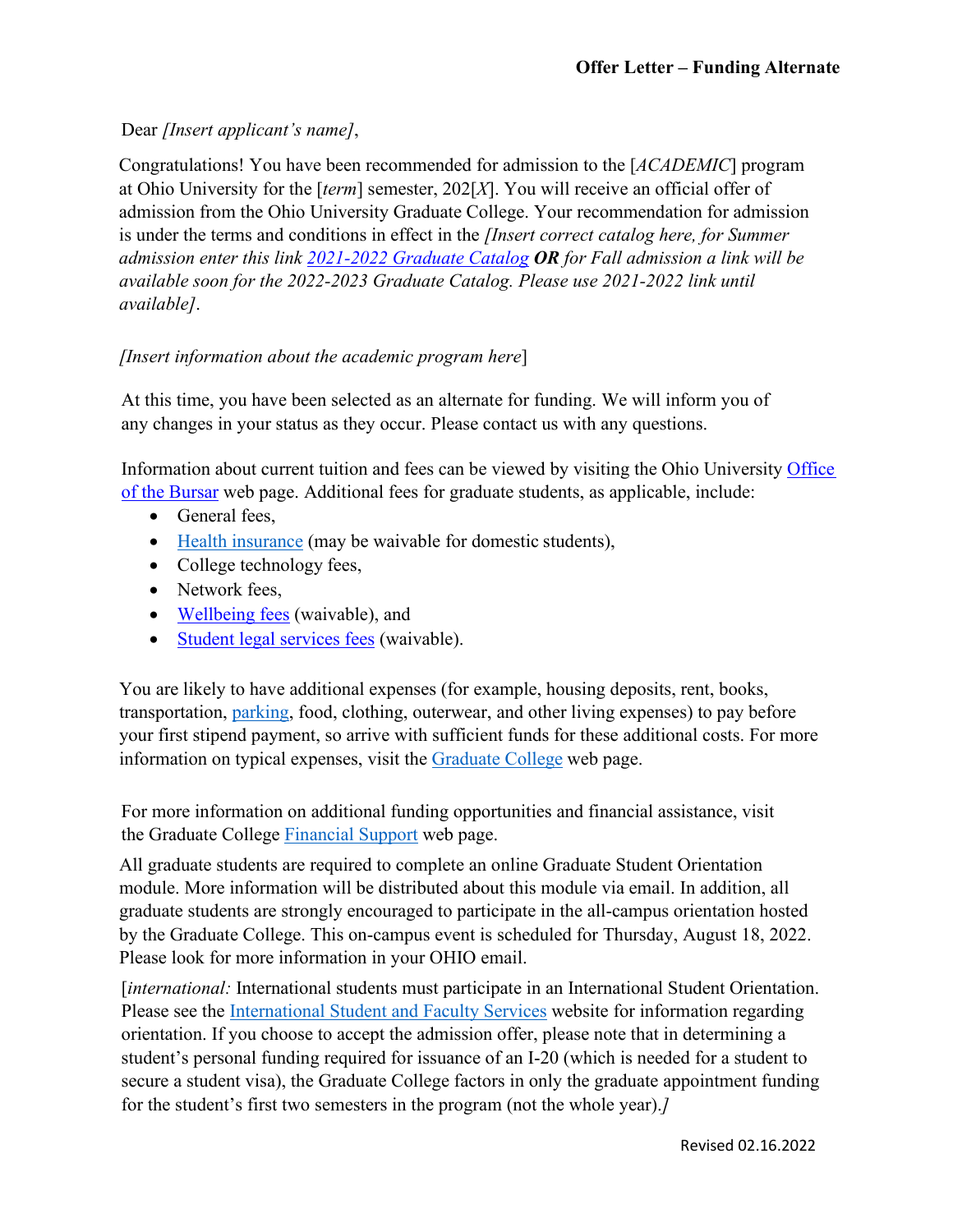**Offer Letter – Funding Alternate**

Dear *[Insert applicant's name]*,

Congratulations! You have been recommended for admission to the [*ACADEMIC*] program at Ohio University for the [*term*] semester, 202[*X*]. You will receive an official offer of admission from the Ohio University Graduate College. Your recommendation for admission is under the terms and conditions in effect in the *[Insert correct catalog here, for Summer admission enter this link 2021-2022 Graduate Catalog **OR** for Fall admission a link will be available soon for the 2022-2023 Graduate Catalog. Please use 2021-2022 link until available]*.

*[Insert information about the academic program here*]

At this time, you have been selected as an alternate for funding. We will inform you of any changes in your status as they occur. Please contact us with any questions.

Information about current tuition and fees can be viewed by visiting the Ohio University Office of the Bursar web page. Additional fees for graduate students, as applicable, include:

- General fees,
- Health insurance (may be waivable for domestic students),
- College technology fees,
- Network fees,
- Wellbeing fees (waivable), and
- Student legal services fees (waivable).

You are likely to have additional expenses (for example, housing deposits, rent, books, transportation, parking, food, clothing, outerwear, and other living expenses) to pay before your first stipend payment, so arrive with sufficient funds for these additional costs. For more information on typical expenses, visit the Graduate College web page.

For more information on additional funding opportunities and financial assistance, visit the Graduate College Financial Support web page.

All graduate students are required to complete an online Graduate Student Orientation module. More information will be distributed about this module via email. In addition, all graduate students are strongly encouraged to participate in the all-campus orientation hosted by the Graduate College. This on-campus event is scheduled for Thursday, August 18, 2022. Please look for more information in your OHIO email.

[*international:* International students must participate in an International Student Orientation. Please see the International Student and Faculty Services website for information regarding orientation. If you choose to accept the admission offer, please note that in determining a student's personal funding required for issuance of an I-20 (which is needed for a student to secure a student visa), the Graduate College factors in only the graduate appointment funding for the student's first two semesters in the program (not the whole year).*]*

Revised 02.16.2022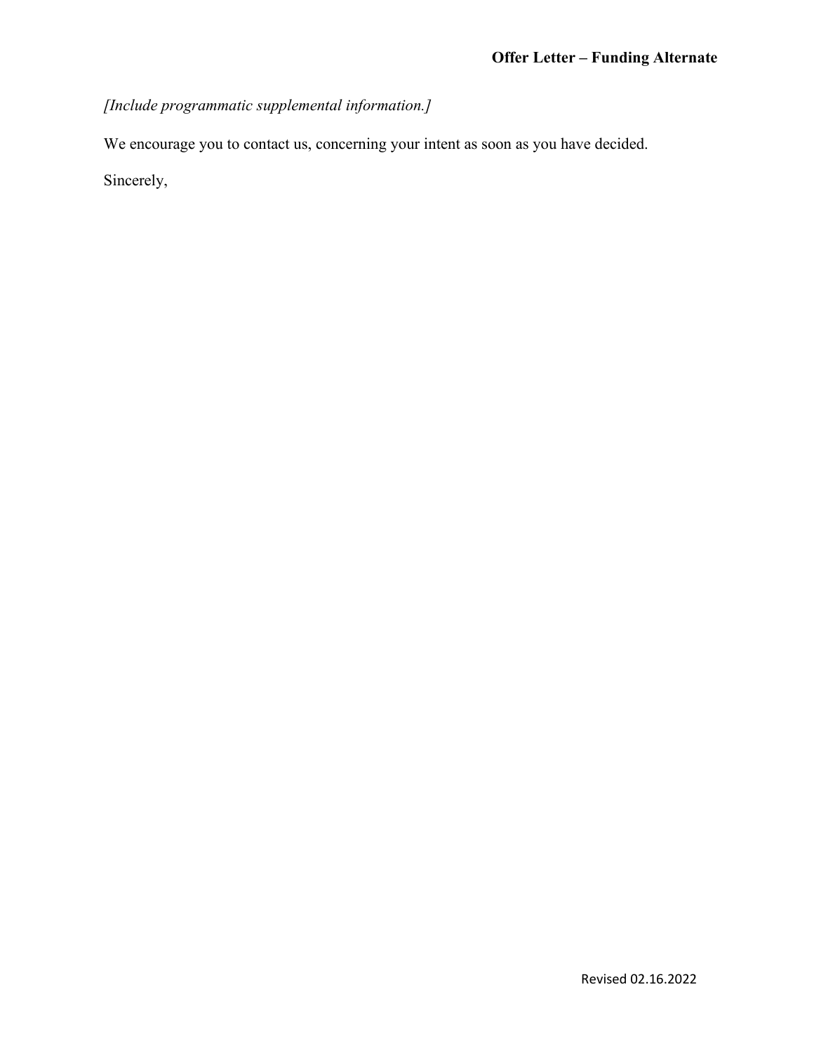*[Include programmatic supplemental information.]*

We encourage you to contact us, concerning your intent as soon as you have decided.

Sincerely,